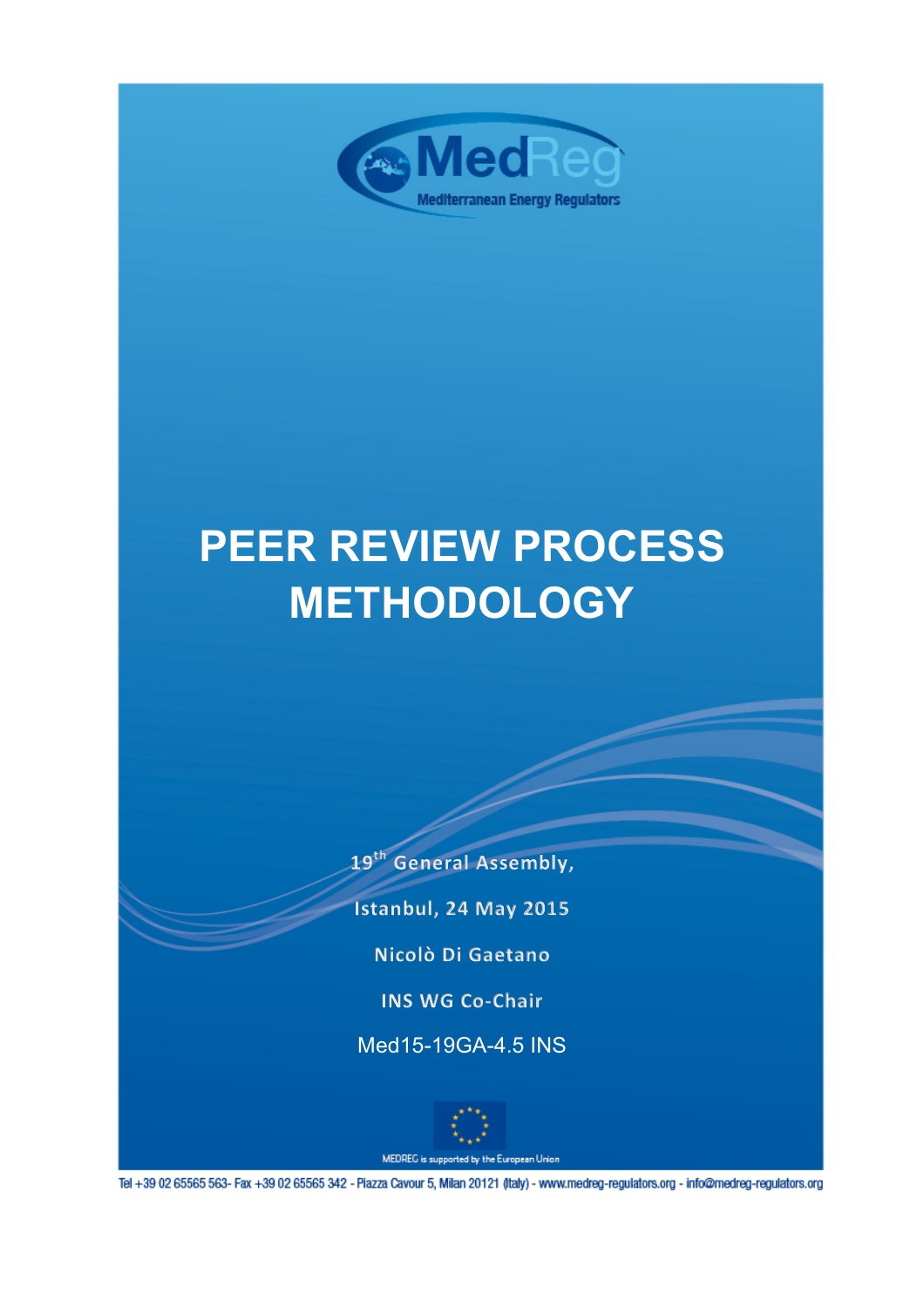MedReg

Mediterranean Energy Regulators

# PEER REVIEW PROCESS METHODOLOGY

19th General Assembly,

Istanbul, 24 May 2015

Nicolò Di Gaetano

INS WG Co-Chair

Med15-19GA-4.5 INS

MEDREG is supported by the European Union

Tel +39 02 65565 563- Fax +39 02 65565 342 - Piazza Cavour 5, Milan 20121 (Italy) - www.medreg-regulators.org - info@medreg-regulators.org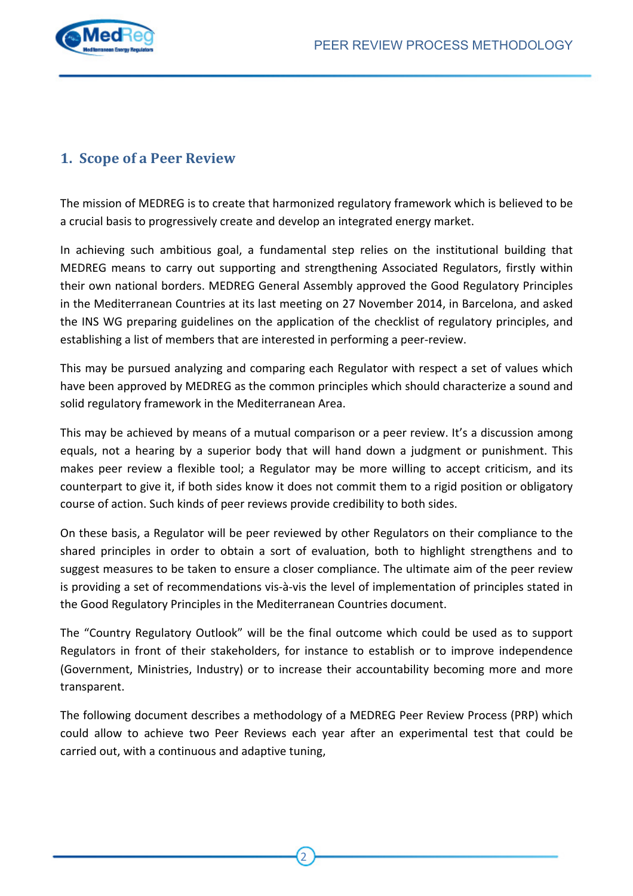## 1. Scope of a Peer Review

The mission of MEDREG is to create that harmonized regulatory framework which is believed to be a crucial basis to progressively create and develop an integrated energy market.

In achieving such ambitious goal, a fundamental step relies on the institutional building that MEDREG means to carry out supporting and strengthening Associated Regulators, firstly within their own national borders. MEDREG General Assembly approved the Good Regulatory Principles in the Mediterranean Countries at its last meeting on 27 November 2014, in Barcelona, and asked the INS WG preparing guidelines on the application of the checklist of regulatory principles, and establishing a list of members that are interested in performing a peer-review.

This may be pursued analyzing and comparing each Regulator with respect a set of values which have been approved by MEDREG as the common principles which should characterize a sound and solid regulatory framework in the Mediterranean Area.

This may be achieved by means of a mutual comparison or a peer review. It's a discussion among equals, not a hearing by a superior body that will hand down a judgment or punishment. This makes peer review a flexible tool; a Regulator may be more willing to accept criticism, and its counterpart to give it, if both sides know it does not commit them to a rigid position or obligatory course of action. Such kinds of peer reviews provide credibility to both sides.

On these basis, a Regulator will be peer reviewed by other Regulators on their compliance to the shared principles in order to obtain a sort of evaluation, both to highlight strengthens and to suggest measures to be taken to ensure a closer compliance. The ultimate aim of the peer review is providing a set of recommendations vis-à-vis the level of implementation of principles stated in the Good Regulatory Principles in the Mediterranean Countries document.

The "Country Regulatory Outlook" will be the final outcome which could be used as to support Regulators in front of their stakeholders, for instance to establish or to improve independence (Government, Ministries, Industry) or to increase their accountability becoming more and more transparent.

The following document describes a methodology of a MEDREG Peer Review Process (PRP) which could allow to achieve two Peer Reviews each year after an experimental test that could be carried out, with a continuous and adaptive tuning,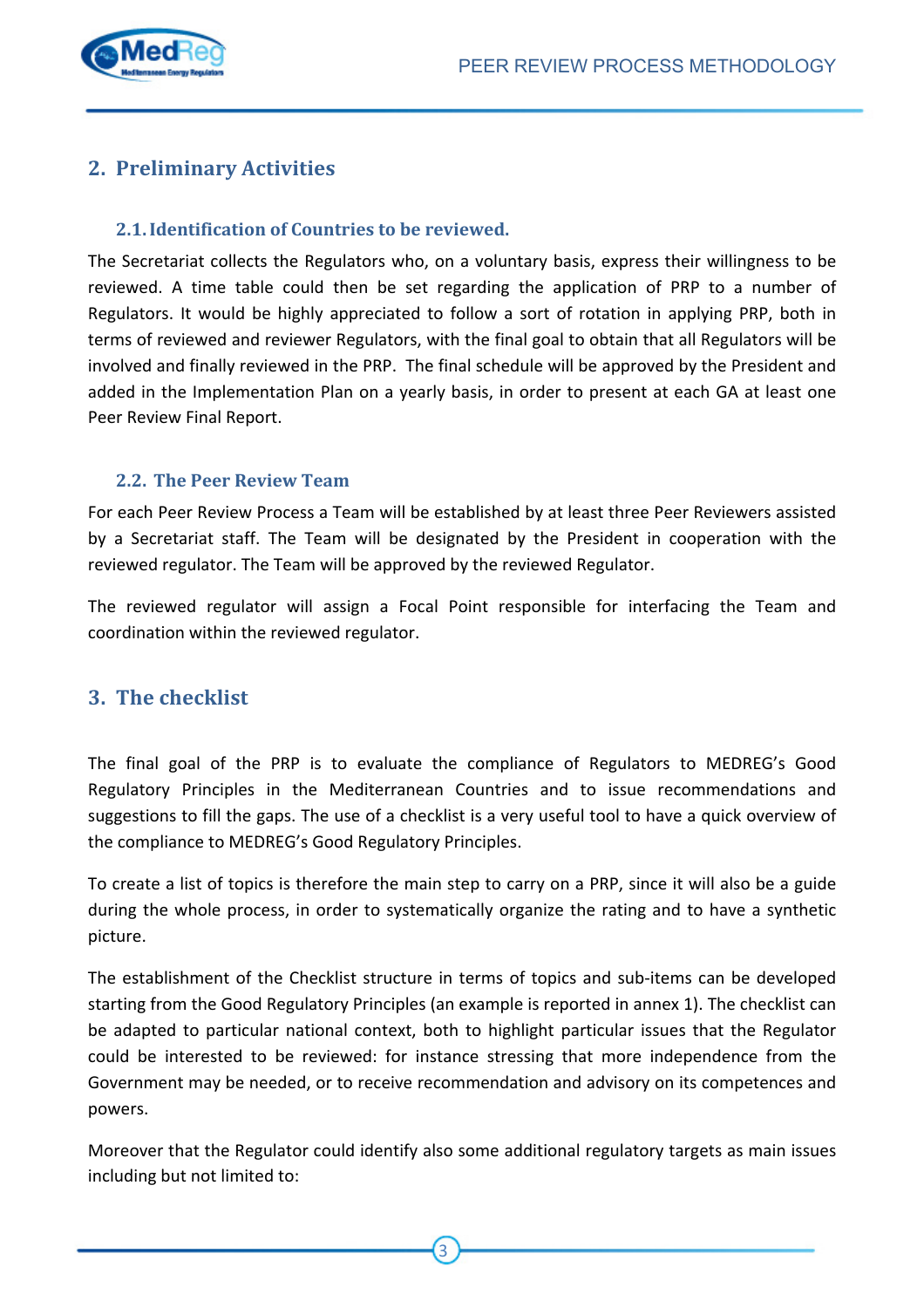## 2. Preliminary Activities

### 2.1. Identification of Countries to be reviewed.

The Secretariat collects the Regulators who, on a voluntary basis, express their willingness to be reviewed. A time table could then be set regarding the application of PRP to a number of Regulators. It would be highly appreciated to follow a sort of rotation in applying PRP, both in terms of reviewed and reviewer Regulators, with the final goal to obtain that all Regulators will be involved and finally reviewed in the PRP. The final schedule will be approved by the President and added in the Implementation Plan on a yearly basis, in order to present at each GA at least one Peer Review Final Report.

### 2.2. The Peer Review Team

For each Peer Review Process a Team will be established by at least three Peer Reviewers assisted by a Secretariat staff. The Team will be designated by the President in cooperation with the reviewed regulator. The Team will be approved by the reviewed Regulator.

The reviewed regulator will assign a Focal Point responsible for interfacing the Team and coordination within the reviewed regulator.

## 3. The checklist

The final goal of the PRP is to evaluate the compliance of Regulators to MEDREG's Good Regulatory Principles in the Mediterranean Countries and to issue recommendations and suggestions to fill the gaps. The use of a checklist is a very useful tool to have a quick overview of the compliance to MEDREG's Good Regulatory Principles.

To create a list of topics is therefore the main step to carry on a PRP, since it will also be a guide during the whole process, in order to systematically organize the rating and to have a synthetic picture.

The establishment of the Checklist structure in terms of topics and sub-items can be developed starting from the Good Regulatory Principles (an example is reported in annex 1). The checklist can be adapted to particular national context, both to highlight particular issues that the Regulator could be interested to be reviewed: for instance stressing that more independence from the Government may be needed, or to receive recommendation and advisory on its competences and powers.

Moreover that the Regulator could identify also some additional regulatory targets as main issues including but not limited to: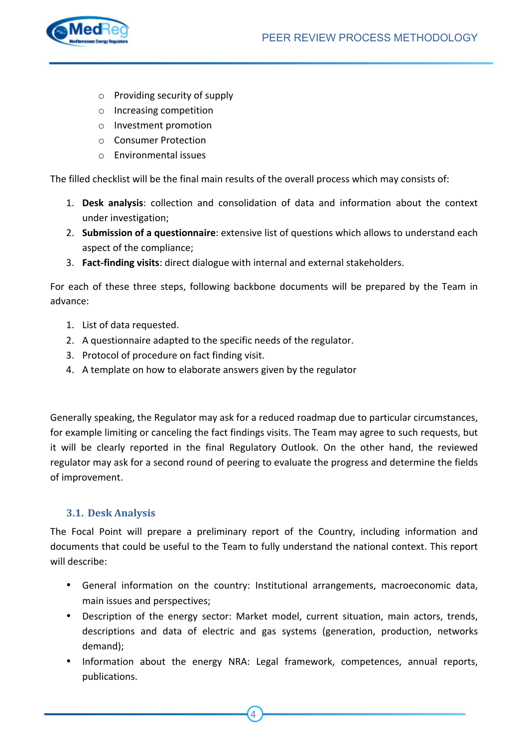- Providing security of supply
- Increasing competition
- Investment promotion
- Consumer Protection
- Environmental issues

The filled checklist will be the final main results of the overall process which may consists of:

1. **Desk analysis**: collection and consolidation of data and information about the context under investigation;
2. **Submission of a questionnaire**: extensive list of questions which allows to understand each aspect of the compliance;
3. **Fact-finding visits**: direct dialogue with internal and external stakeholders.

For each of these three steps, following backbone documents will be prepared by the Team in advance:

1. List of data requested.
2. A questionnaire adapted to the specific needs of the regulator.
3. Protocol of procedure on fact finding visit.
4. A template on how to elaborate answers given by the regulator

Generally speaking, the Regulator may ask for a reduced roadmap due to particular circumstances, for example limiting or canceling the fact findings visits. The Team may agree to such requests, but it will be clearly reported in the final Regulatory Outlook. On the other hand, the reviewed regulator may ask for a second round of peering to evaluate the progress and determine the fields of improvement.

### 3.1. Desk Analysis

The Focal Point will prepare a preliminary report of the Country, including information and documents that could be useful to the Team to fully understand the national context. This report will describe:

- General information on the country: Institutional arrangements, macroeconomic data, main issues and perspectives;
- Description of the energy sector: Market model, current situation, main actors, trends, descriptions and data of electric and gas systems (generation, production, networks demand);
- Information about the energy NRA: Legal framework, competences, annual reports, publications.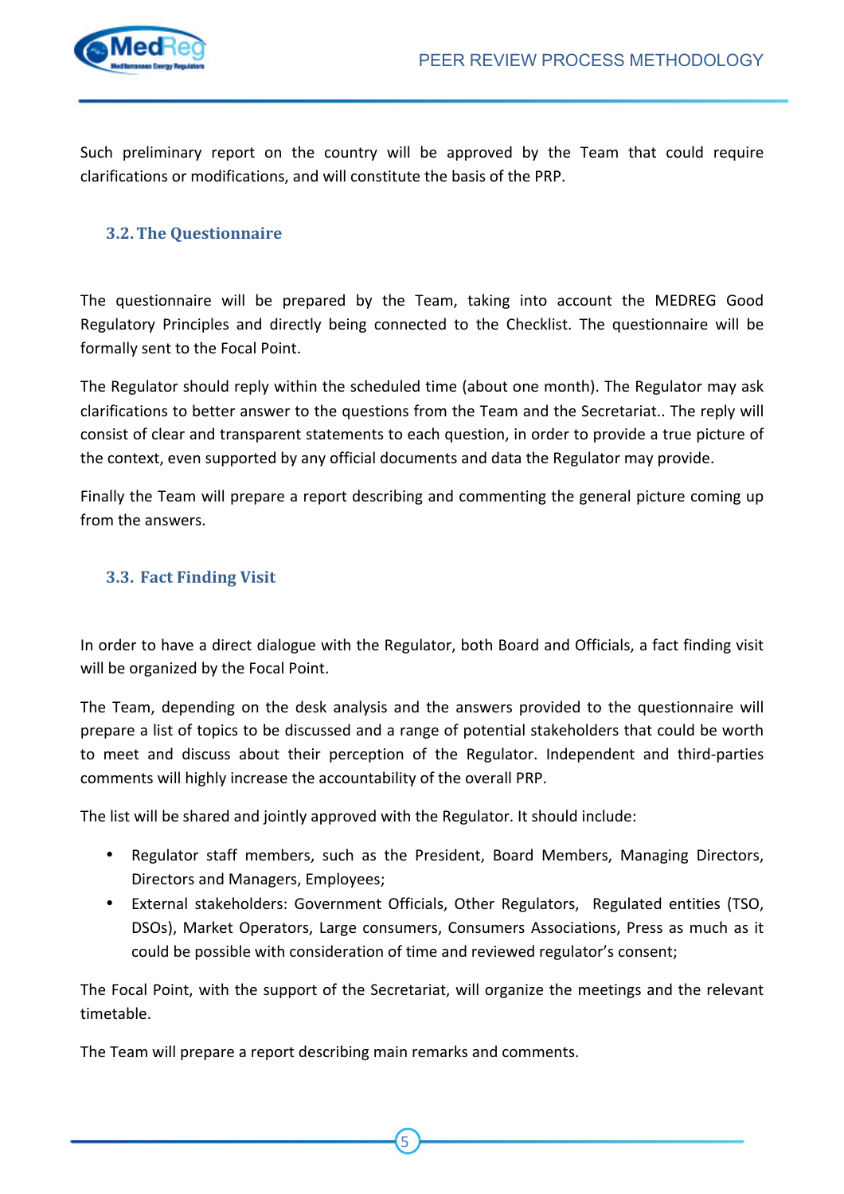Such preliminary report on the country will be approved by the Team that could require clarifications or modifications, and will constitute the basis of the PRP.

### 3.2. The Questionnaire

The questionnaire will be prepared by the Team, taking into account the MEDREG Good Regulatory Principles and directly being connected to the Checklist. The questionnaire will be formally sent to the Focal Point.

The Regulator should reply within the scheduled time (about one month). The Regulator may ask clarifications to better answer to the questions from the Team and the Secretariat.. The reply will consist of clear and transparent statements to each question, in order to provide a true picture of the context, even supported by any official documents and data the Regulator may provide.

Finally the Team will prepare a report describing and commenting the general picture coming up from the answers.

### 3.3. Fact Finding Visit

In order to have a direct dialogue with the Regulator, both Board and Officials, a fact finding visit will be organized by the Focal Point.

The Team, depending on the desk analysis and the answers provided to the questionnaire will prepare a list of topics to be discussed and a range of potential stakeholders that could be worth to meet and discuss about their perception of the Regulator. Independent and third-parties comments will highly increase the accountability of the overall PRP.

The list will be shared and jointly approved with the Regulator. It should include:

- Regulator staff members, such as the President, Board Members, Managing Directors, Directors and Managers, Employees;
- External stakeholders: Government Officials, Other Regulators, Regulated entities (TSO, DSOs), Market Operators, Large consumers, Consumers Associations, Press as much as it could be possible with consideration of time and reviewed regulator's consent;

The Focal Point, with the support of the Secretariat, will organize the meetings and the relevant timetable.

The Team will prepare a report describing main remarks and comments.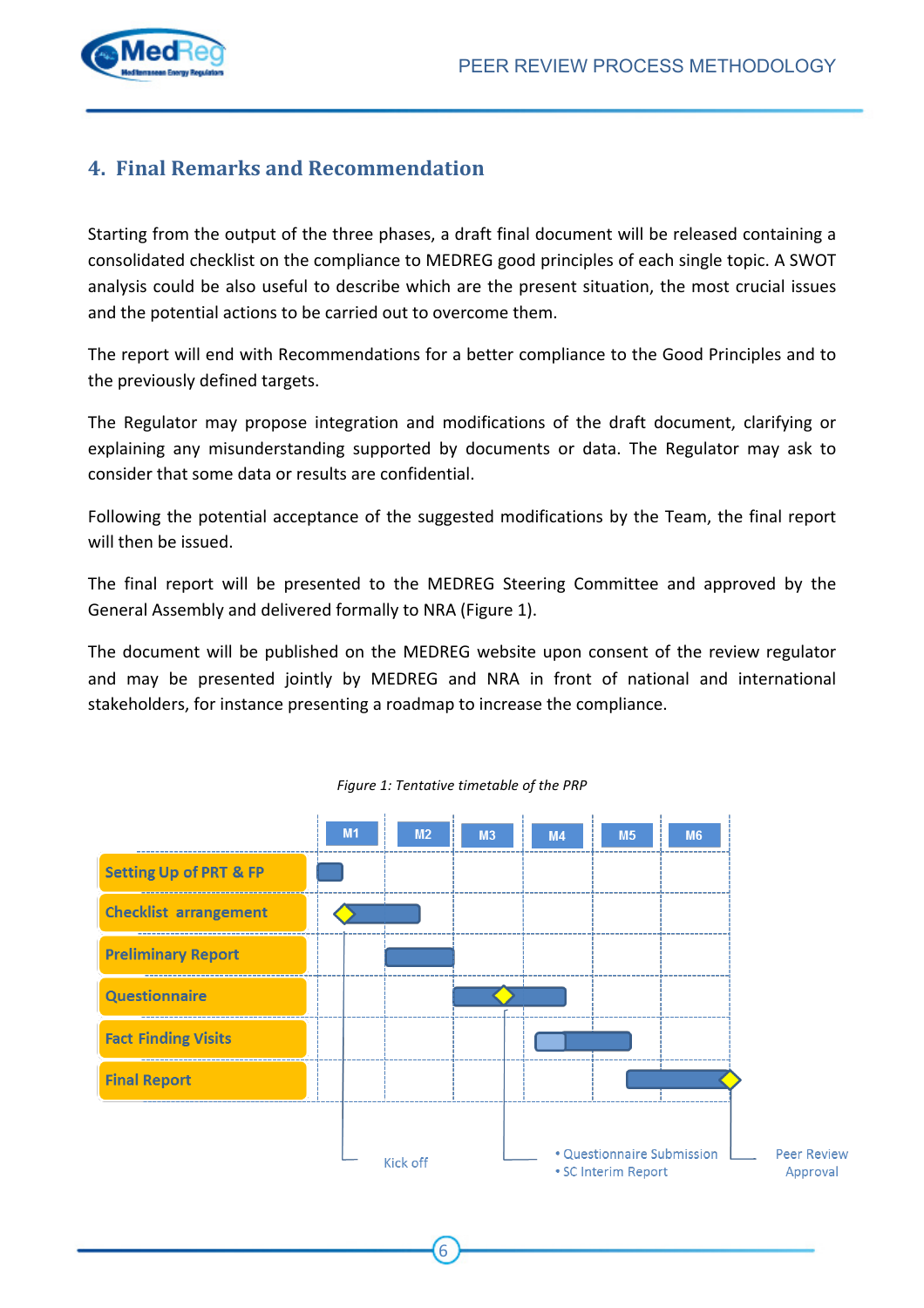## 4. Final Remarks and Recommendation

Starting from the output of the three phases, a draft final document will be released containing a consolidated checklist on the compliance to MEDREG good principles of each single topic. A SWOT analysis could be also useful to describe which are the present situation, the most crucial issues and the potential actions to be carried out to overcome them.

The report will end with Recommendations for a better compliance to the Good Principles and to the previously defined targets.

The Regulator may propose integration and modifications of the draft document, clarifying or explaining any misunderstanding supported by documents or data. The Regulator may ask to consider that some data or results are confidential.

Following the potential acceptance of the suggested modifications by the Team, the final report will then be issued.

The final report will be presented to the MEDREG Steering Committee and approved by the General Assembly and delivered formally to NRA (Figure 1).

The document will be published on the MEDREG website upon consent of the review regulator and may be presented jointly by MEDREG and NRA in front of national and international stakeholders, for instance presenting a roadmap to increase the compliance.

*Figure 1: Tentative timetable of the PRP*

| | M1 | M2 | M3 | M4 | M5 | M6 |
|---|---|---|---|---|---|---|
| Setting Up of PRT & FP | ■ | | | | | |
| Checklist arrangement | ◆■ | ■ | | | | |
| Preliminary Report | | ■ | | | | |
| Questionnaire | | | ■◆ | ■ | | |
| Fact Finding Visits | | | | ■ | ■ | |
| Final Report | | | | | ■ | ■◆ |

Milestones: Kick off; • Questionnaire Submission • SC Interim Report; Peer Review Approval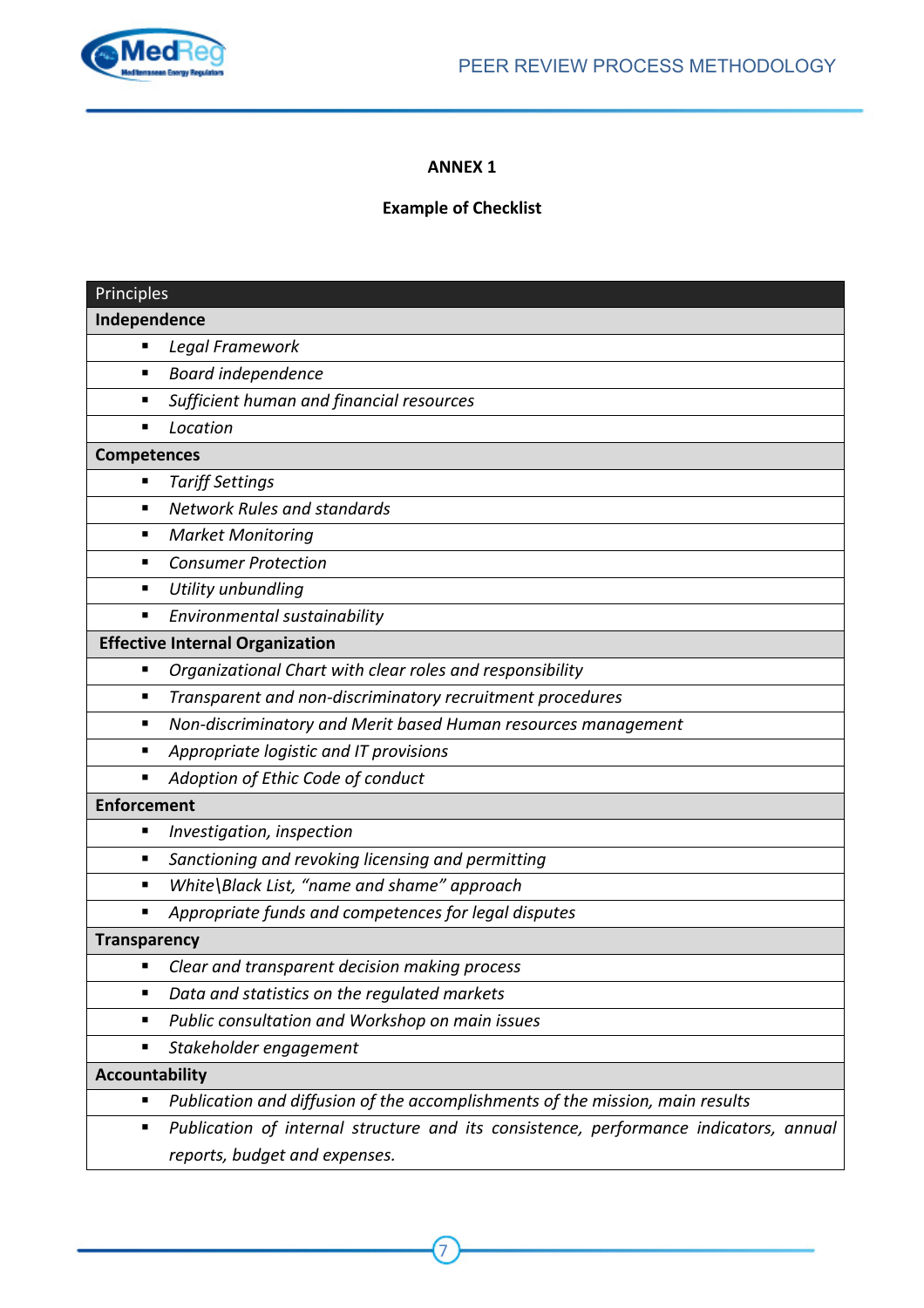**ANNEX 1**

**Example of Checklist**

| Principles |
|---|
| **Independence** |
| ▪ *Legal Framework* |
| ▪ *Board independence* |
| ▪ *Sufficient human and financial resources* |
| ▪ *Location* |
| **Competences** |
| ▪ *Tariff Settings* |
| ▪ *Network Rules and standards* |
| ▪ *Market Monitoring* |
| ▪ *Consumer Protection* |
| ▪ *Utility unbundling* |
| ▪ *Environmental sustainability* |
| **Effective Internal Organization** |
| ▪ *Organizational Chart with clear roles and responsibility* |
| ▪ *Transparent and non-discriminatory recruitment procedures* |
| ▪ *Non-discriminatory and Merit based Human resources management* |
| ▪ *Appropriate logistic and IT provisions* |
| ▪ *Adoption of Ethic Code of conduct* |
| **Enforcement** |
| ▪ *Investigation, inspection* |
| ▪ *Sanctioning and revoking licensing and permitting* |
| ▪ *White\Black List, "name and shame" approach* |
| ▪ *Appropriate funds and competences for legal disputes* |
| **Transparency** |
| ▪ *Clear and transparent decision making process* |
| ▪ *Data and statistics on the regulated markets* |
| ▪ *Public consultation and Workshop on main issues* |
| ▪ *Stakeholder engagement* |
| **Accountability** |
| ▪ *Publication and diffusion of the accomplishments of the mission, main results* |
| ▪ *Publication of internal structure and its consistence, performance indicators, annual reports, budget and expenses.* |